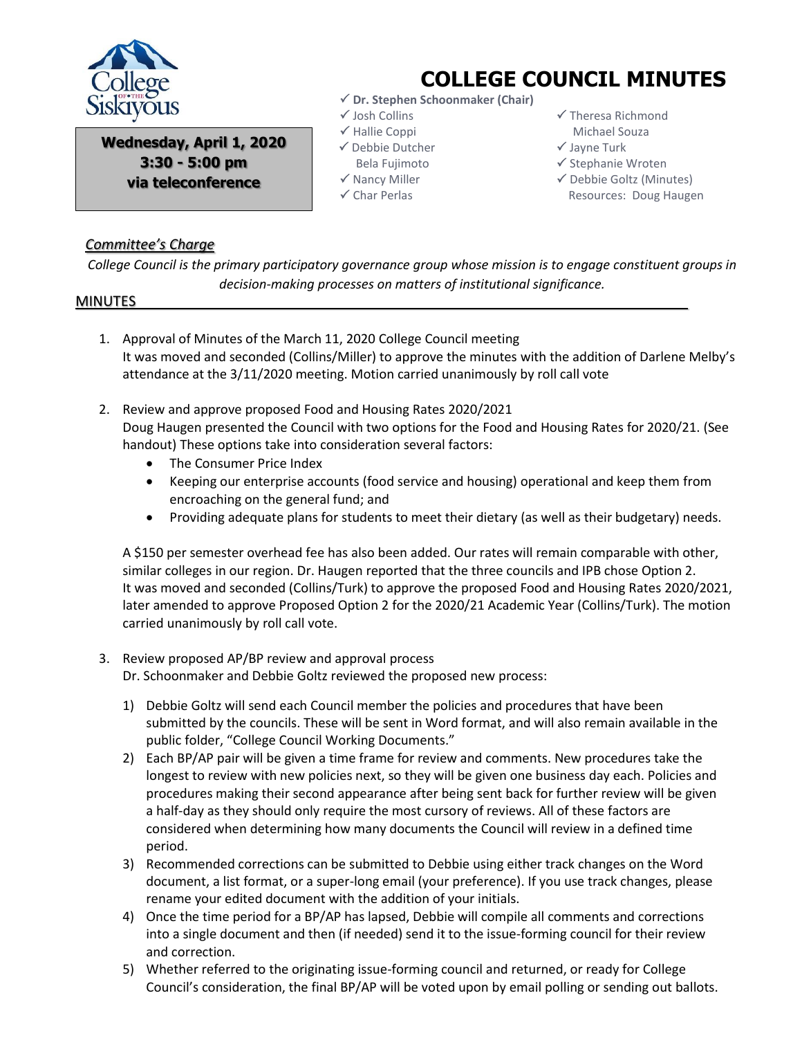# COLLEGE COUNCIL MINUTES

**Wednesday, April 1, 2020**
**3:30 - 5:00 pm**
**via teleconference**

✓ **Dr. Stephen Schoonmaker (Chair)**
✓ Josh Collins
✓ Hallie Coppi
✓ Debbie Dutcher
Bela Fujimoto
✓ Nancy Miller
✓ Char Perlas
✓ Theresa Richmond
Michael Souza
✓ Jayne Turk
✓ Stephanie Wroten
✓ Debbie Goltz (Minutes)
Resources: Doug Haugen

## *Committee's Charge*

*College Council is the primary participatory governance group whose mission is to engage constituent groups in decision-making processes on matters of institutional significance.*

## MINUTES

1. Approval of Minutes of the March 11, 2020 College Council meeting
   It was moved and seconded (Collins/Miller) to approve the minutes with the addition of Darlene Melby's attendance at the 3/11/2020 meeting. Motion carried unanimously by roll call vote

2. Review and approve proposed Food and Housing Rates 2020/2021
   Doug Haugen presented the Council with two options for the Food and Housing Rates for 2020/21. (See handout) These options take into consideration several factors:
   - The Consumer Price Index
   - Keeping our enterprise accounts (food service and housing) operational and keep them from encroaching on the general fund; and
   - Providing adequate plans for students to meet their dietary (as well as their budgetary) needs.

   A $150 per semester overhead fee has also been added. Our rates will remain comparable with other, similar colleges in our region. Dr. Haugen reported that the three councils and IPB chose Option 2. It was moved and seconded (Collins/Turk) to approve the proposed Food and Housing Rates 2020/2021, later amended to approve Proposed Option 2 for the 2020/21 Academic Year (Collins/Turk). The motion carried unanimously by roll call vote.

3. Review proposed AP/BP review and approval process
   Dr. Schoonmaker and Debbie Goltz reviewed the proposed new process:

   1) Debbie Goltz will send each Council member the policies and procedures that have been submitted by the councils. These will be sent in Word format, and will also remain available in the public folder, "College Council Working Documents."
   2) Each BP/AP pair will be given a time frame for review and comments. New procedures take the longest to review with new policies next, so they will be given one business day each. Policies and procedures making their second appearance after being sent back for further review will be given a half-day as they should only require the most cursory of reviews. All of these factors are considered when determining how many documents the Council will review in a defined time period.
   3) Recommended corrections can be submitted to Debbie using either track changes on the Word document, a list format, or a super-long email (your preference). If you use track changes, please rename your edited document with the addition of your initials.
   4) Once the time period for a BP/AP has lapsed, Debbie will compile all comments and corrections into a single document and then (if needed) send it to the issue-forming council for their review and correction.
   5) Whether referred to the originating issue-forming council and returned, or ready for College Council's consideration, the final BP/AP will be voted upon by email polling or sending out ballots.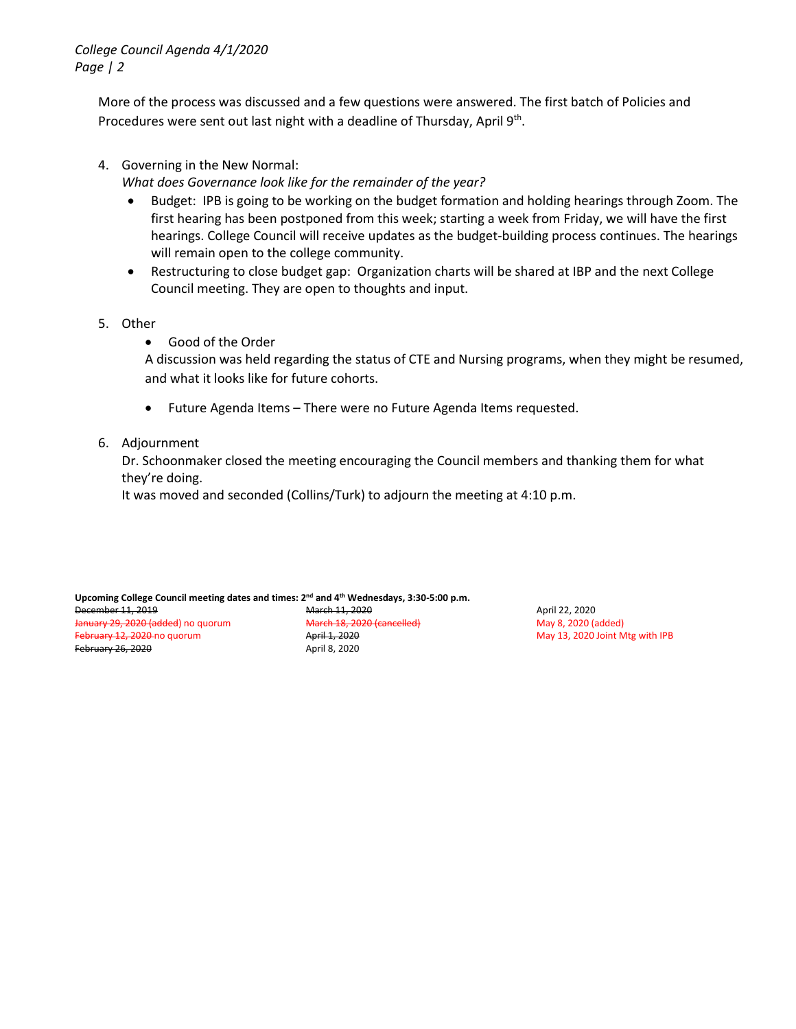More of the process was discussed and a few questions were answered. The first batch of Policies and Procedures were sent out last night with a deadline of Thursday, April 9th.

4. Governing in the New Normal:
   *What does Governance look like for the remainder of the year?*
   - Budget: IPB is going to be working on the budget formation and holding hearings through Zoom. The first hearing has been postponed from this week; starting a week from Friday, we will have the first hearings. College Council will receive updates as the budget-building process continues. The hearings will remain open to the college community.
   - Restructuring to close budget gap: Organization charts will be shared at IBP and the next College Council meeting. They are open to thoughts and input.

5. Other
   - Good of the Order

   A discussion was held regarding the status of CTE and Nursing programs, when they might be resumed, and what it looks like for future cohorts.

   - Future Agenda Items – There were no Future Agenda Items requested.

6. Adjournment
   Dr. Schoonmaker closed the meeting encouraging the Council members and thanking them for what they're doing.
   It was moved and seconded (Collins/Turk) to adjourn the meeting at 4:10 p.m.

**Upcoming College Council meeting dates and times: 2nd and 4th Wednesdays, 3:30-5:00 p.m.**

| | | |
|---|---|---|
| ~~December 11, 2019~~ | ~~March 11, 2020~~ | April 22, 2020 |
| ~~January 29, 2020 (added)~~ no quorum | ~~March 18, 2020 (cancelled)~~ | May 8, 2020 (added) |
| ~~February 12, 2020~~ no quorum | ~~April 1, 2020~~ | May 13, 2020 Joint Mtg with IPB |
| ~~February 26, 2020~~ | April 8, 2020 | |